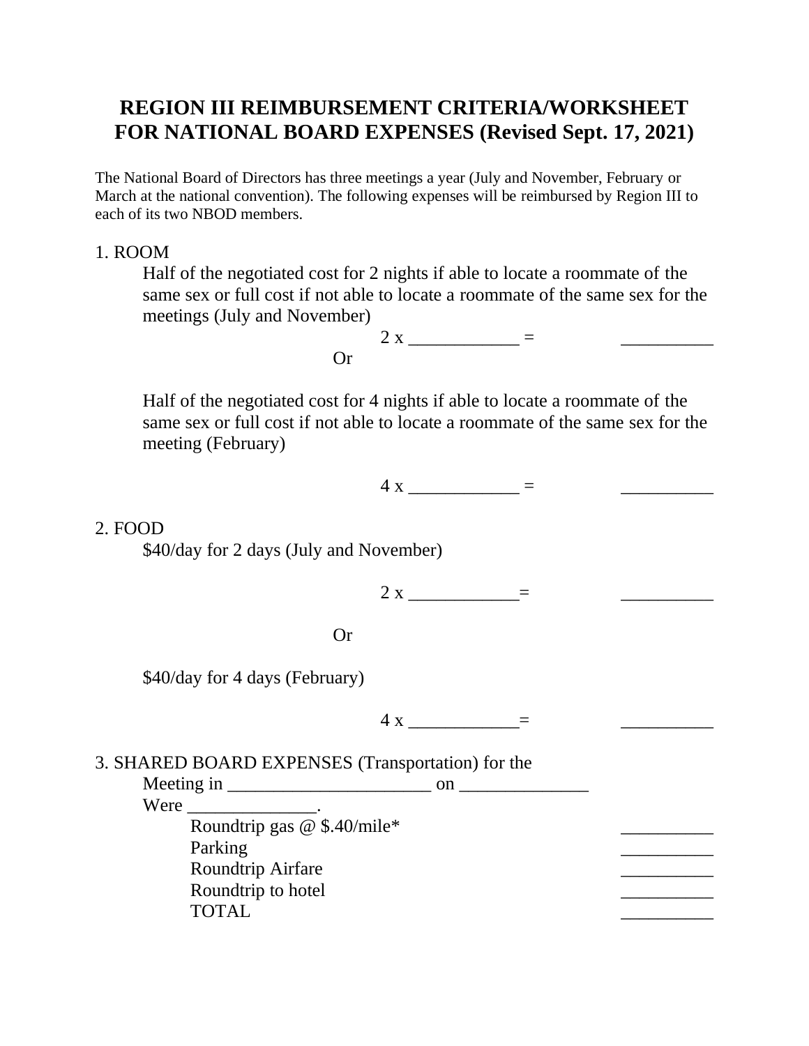# REGION III REIMBURSEMENT CRITERIA/WORKSHEET FOR NATIONAL BOARD EXPENSES (Revised Sept. 17, 2021)

The National Board of Directors has three meetings a year (July and November, February or March at the national convention). The following expenses will be reimbursed by Region III to each of its two NBOD members.

1. ROOM

   Half of the negotiated cost for 2 nights if able to locate a roommate of the same sex or full cost if not able to locate a roommate of the same sex for the meetings (July and November)

   2 x ____________ = __________

   Or

   Half of the negotiated cost for 4 nights if able to locate a roommate of the same sex or full cost if not able to locate a roommate of the same sex for the meeting (February)

   4 x ____________ = __________

2. FOOD

   $40/day for 2 days (July and November)

   2 x ____________= __________

   Or

   $40/day for 4 days (February)

   4 x ____________= __________

3. SHARED BOARD EXPENSES (Transportation) for the

   Meeting in ______________________ on ______________

   Were ______________.

   Roundtrip gas @ $.40/mile* __________

   Parking __________

   Roundtrip Airfare __________

   Roundtrip to hotel __________

   TOTAL __________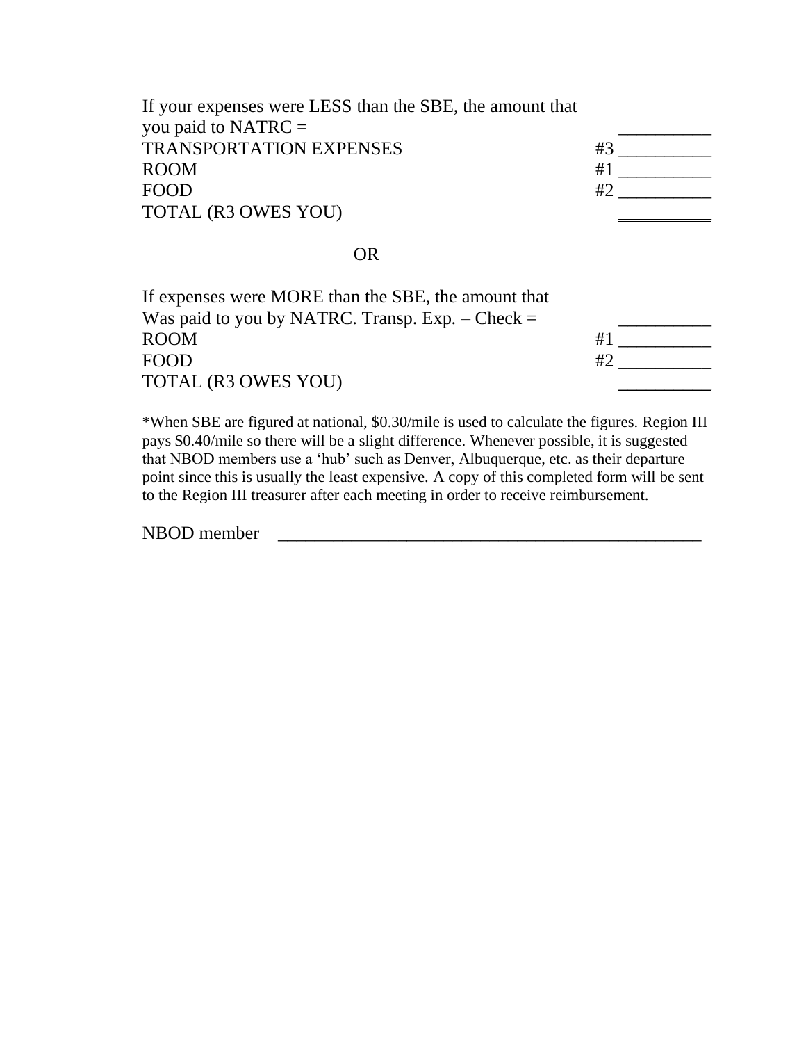| | | |
|---|---|---|
| If your expenses were LESS than the SBE, the amount that you paid to NATRC = | | __________ |
| TRANSPORTATION EXPENSES | #3 | __________ |
| ROOM | #1 | __________ |
| FOOD | #2 | __________ |
| TOTAL (R3 OWES YOU) | | __________ |

OR

| | | |
|---|---|---|
| If expenses were MORE than the SBE, the amount that Was paid to you by NATRC. Transp. Exp. – Check = | | __________ |
| ROOM | #1 | __________ |
| FOOD | #2 | __________ |
| TOTAL (R3 OWES YOU) | | __________ |

*When SBE are figured at national, $0.30/mile is used to calculate the figures. Region III pays $0.40/mile so there will be a slight difference. Whenever possible, it is suggested that NBOD members use a 'hub' such as Denver, Albuquerque, etc. as their departure point since this is usually the least expensive. A copy of this completed form will be sent to the Region III treasurer after each meeting in order to receive reimbursement.

NBOD member ______________________________________________